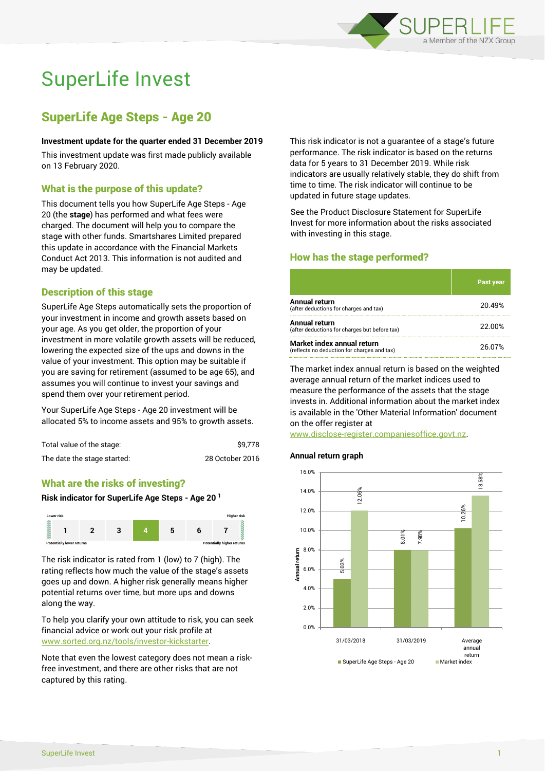# SuperLife Invest

## SuperLife Age Steps - Age 20

**Investment update for the quarter ended 31 December 2019**

This investment update was first made publicly available on 13 February 2020.

### What is the purpose of this update?

This document tells you how SuperLife Age Steps - Age 20 (the **stage**) has performed and what fees were charged. The document will help you to compare the stage with other funds. Smartshares Limited prepared this update in accordance with the Financial Markets Conduct Act 2013. This information is not audited and may be updated.

### Description of this stage

SuperLife Age Steps automatically sets the proportion of your investment in income and growth assets based on your age. As you get older, the proportion of your investment in more volatile growth assets will be reduced, lowering the expected size of the ups and downs in the value of your investment. This option may be suitable if you are saving for retirement (assumed to be age 65), and assumes you will continue to invest your savings and spend them over your retirement period.

Your SuperLife Age Steps - Age 20 investment will be allocated 5% to income assets and 95% to growth assets.

| | |
|---|---|
| Total value of the stage: | $9,778 |
| The date the stage started: | 28 October 2016 |

### What are the risks of investing?

**Risk indicator for SuperLife Age Steps - Age 20 [1]**

| Lower risk | | | | | | Higher risk |
|---|---|---|---|---|---|---|
| 1 | 2 | 3 | **4** | 5 | 6 | 7 |
| Potentially lower returns | | | | | | Potentially higher returns |

The risk indicator is rated from 1 (low) to 7 (high). The rating reflects how much the value of the stage's assets goes up and down. A higher risk generally means higher potential returns over time, but more ups and downs along the way.

To help you clarify your own attitude to risk, you can seek financial advice or work out your risk profile at www.sorted.org.nz/tools/investor-kickstarter.

Note that even the lowest category does not mean a risk-free investment, and there are other risks that are not captured by this rating.

This risk indicator is not a guarantee of a stage's future performance. The risk indicator is based on the returns data for 5 years to 31 December 2019. While risk indicators are usually relatively stable, they do shift from time to time. The risk indicator will continue to be updated in future stage updates.

See the Product Disclosure Statement for SuperLife Invest for more information about the risks associated with investing in this stage.

### How has the stage performed?

| | Past year |
|---|---|
| **Annual return** (after deductions for charges and tax) | 20.49% |
| **Annual return** (after deductions for charges but before tax) | 22.00% |
| **Market index annual return** (reflects no deduction for charges and tax) | 26.07% |

The market index annual return is based on the weighted average annual return of the market indices used to measure the performance of the assets that the stage invests in. Additional information about the market index is available in the 'Other Material Information' document on the offer register at www.disclose-register.companiesoffice.govt.nz.

**Annual return graph**

| | SuperLife Age Steps - Age 20 | Market index |
|---|---|---|
| 31/03/2018 | 5.03% | 12.06% |
| 31/03/2019 | 8.01% | 7.98% |
| Average annual return | 10.26% | 13.58% |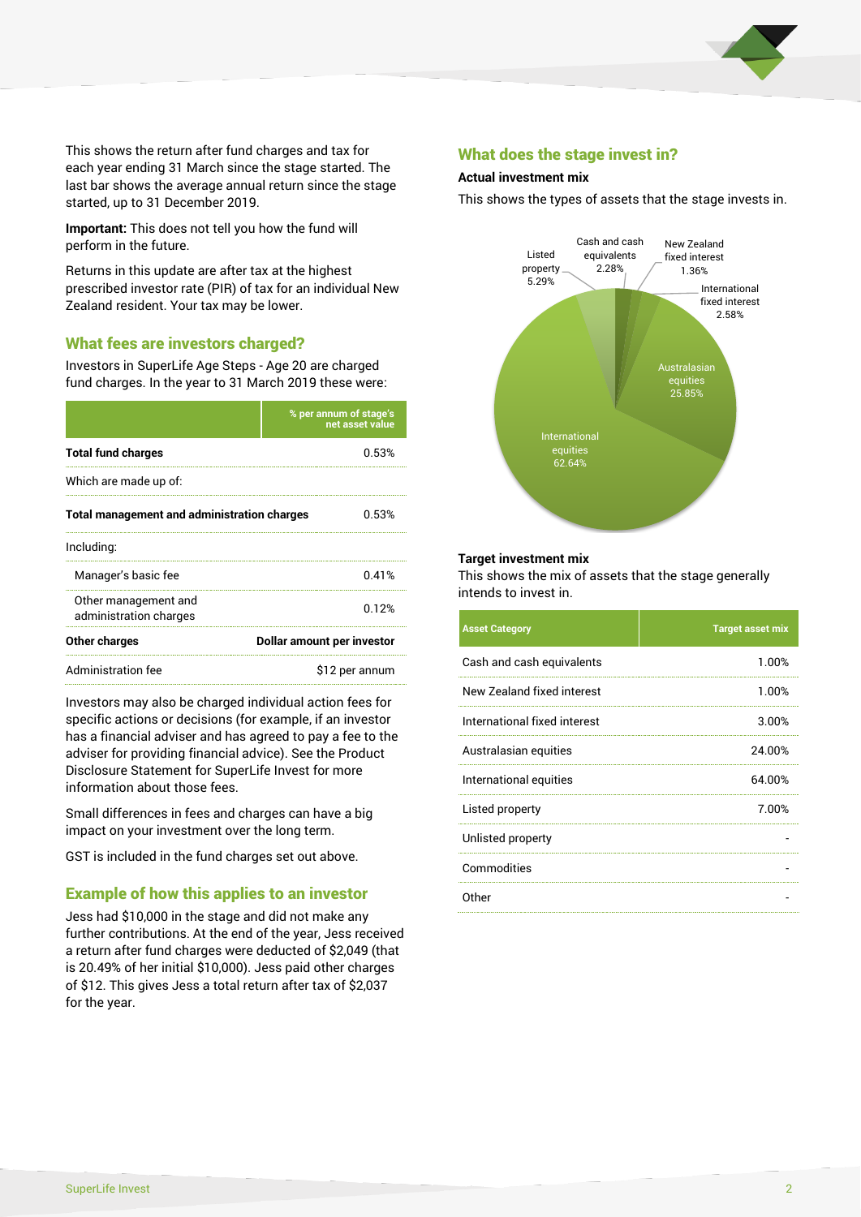This shows the return after fund charges and tax for each year ending 31 March since the stage started. The last bar shows the average annual return since the stage started, up to 31 December 2019.

**Important:** This does not tell you how the fund will perform in the future.

Returns in this update are after tax at the highest prescribed investor rate (PIR) of tax for an individual New Zealand resident. Your tax may be lower.

## What fees are investors charged?

Investors in SuperLife Age Steps - Age 20 are charged fund charges. In the year to 31 March 2019 these were:

| | % per annum of stage's net asset value |
|---|---|
| **Total fund charges** | 0.53% |
| Which are made up of: | |
| **Total management and administration charges** | 0.53% |
| Including: | |
| Manager's basic fee | 0.41% |
| Other management and administration charges | 0.12% |
| **Other charges** | **Dollar amount per investor** |
| Administration fee | $12 per annum |

Investors may also be charged individual action fees for specific actions or decisions (for example, if an investor has a financial adviser and has agreed to pay a fee to the adviser for providing financial advice). See the Product Disclosure Statement for SuperLife Invest for more information about those fees.

Small differences in fees and charges can have a big impact on your investment over the long term.

GST is included in the fund charges set out above.

## Example of how this applies to an investor

Jess had $10,000 in the stage and did not make any further contributions. At the end of the year, Jess received a return after fund charges were deducted of $2,049 (that is 20.49% of her initial $10,000). Jess paid other charges of $12. This gives Jess a total return after tax of $2,037 for the year.

## What does the stage invest in?

### Actual investment mix

This shows the types of assets that the stage invests in.

- Cash and cash equivalents 2.28%
- New Zealand fixed interest 1.36%
- International fixed interest 2.58%
- Australasian equities 25.85%
- International equities 62.64%
- Listed property 5.29%

### Target investment mix

This shows the mix of assets that the stage generally intends to invest in.

| Asset Category | Target asset mix |
|---|---|
| Cash and cash equivalents | 1.00% |
| New Zealand fixed interest | 1.00% |
| International fixed interest | 3.00% |
| Australasian equities | 24.00% |
| International equities | 64.00% |
| Listed property | 7.00% |
| Unlisted property | - |
| Commodities | - |
| Other | - |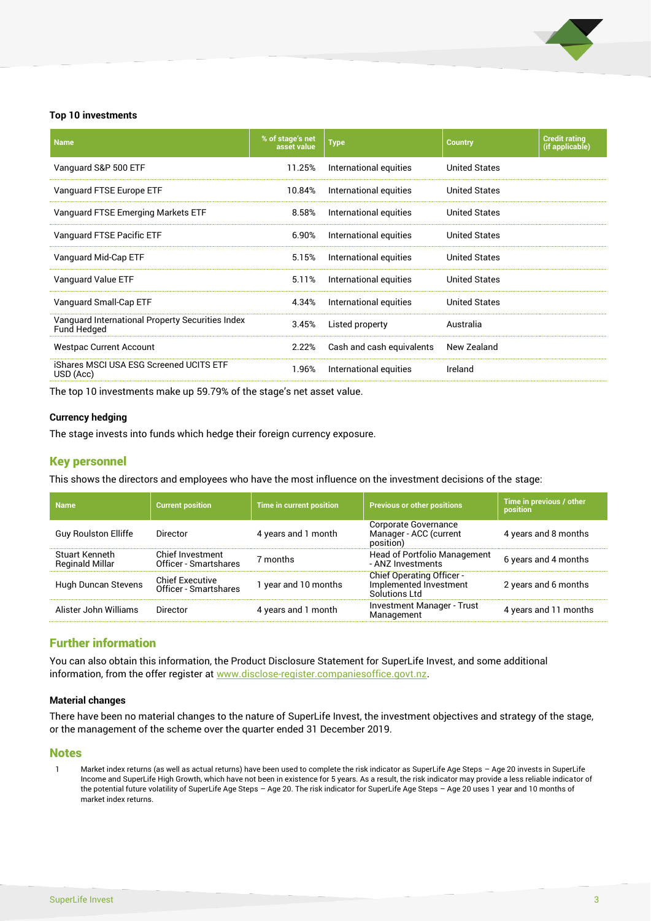**Top 10 investments**

| Name | % of stage's net asset value | Type | Country | Credit rating (if applicable) |
|---|---|---|---|---|
| Vanguard S&P 500 ETF | 11.25% | International equities | United States | |
| Vanguard FTSE Europe ETF | 10.84% | International equities | United States | |
| Vanguard FTSE Emerging Markets ETF | 8.58% | International equities | United States | |
| Vanguard FTSE Pacific ETF | 6.90% | International equities | United States | |
| Vanguard Mid-Cap ETF | 5.15% | International equities | United States | |
| Vanguard Value ETF | 5.11% | International equities | United States | |
| Vanguard Small-Cap ETF | 4.34% | International equities | United States | |
| Vanguard International Property Securities Index Fund Hedged | 3.45% | Listed property | Australia | |
| Westpac Current Account | 2.22% | Cash and cash equivalents | New Zealand | |
| iShares MSCI USA ESG Screened UCITS ETF USD (Acc) | 1.96% | International equities | Ireland | |

The top 10 investments make up 59.79% of the stage's net asset value.

**Currency hedging**

The stage invests into funds which hedge their foreign currency exposure.

## Key personnel

This shows the directors and employees who have the most influence on the investment decisions of the stage:

| Name | Current position | Time in current position | Previous or other positions | Time in previous / other position |
|---|---|---|---|---|
| Guy Roulston Elliffe | Director | 4 years and 1 month | Corporate Governance Manager - ACC (current position) | 4 years and 8 months |
| Stuart Kenneth Reginald Millar | Chief Investment Officer - Smartshares | 7 months | Head of Portfolio Management - ANZ Investments | 6 years and 4 months |
| Hugh Duncan Stevens | Chief Executive Officer - Smartshares | 1 year and 10 months | Chief Operating Officer - Implemented Investment Solutions Ltd | 2 years and 6 months |
| Alister John Williams | Director | 4 years and 1 month | Investment Manager - Trust Management | 4 years and 11 months |

## Further information

You can also obtain this information, the Product Disclosure Statement for SuperLife Invest, and some additional information, from the offer register at www.disclose-register.companiesoffice.govt.nz.

**Material changes**

There have been no material changes to the nature of SuperLife Invest, the investment objectives and strategy of the stage, or the management of the scheme over the quarter ended 31 December 2019.

## Notes

1 Market index returns (as well as actual returns) have been used to complete the risk indicator as SuperLife Age Steps – Age 20 invests in SuperLife Income and SuperLife High Growth, which have not been in existence for 5 years. As a result, the risk indicator may provide a less reliable indicator of the potential future volatility of SuperLife Age Steps – Age 20. The risk indicator for SuperLife Age Steps – Age 20 uses 1 year and 10 months of market index returns.